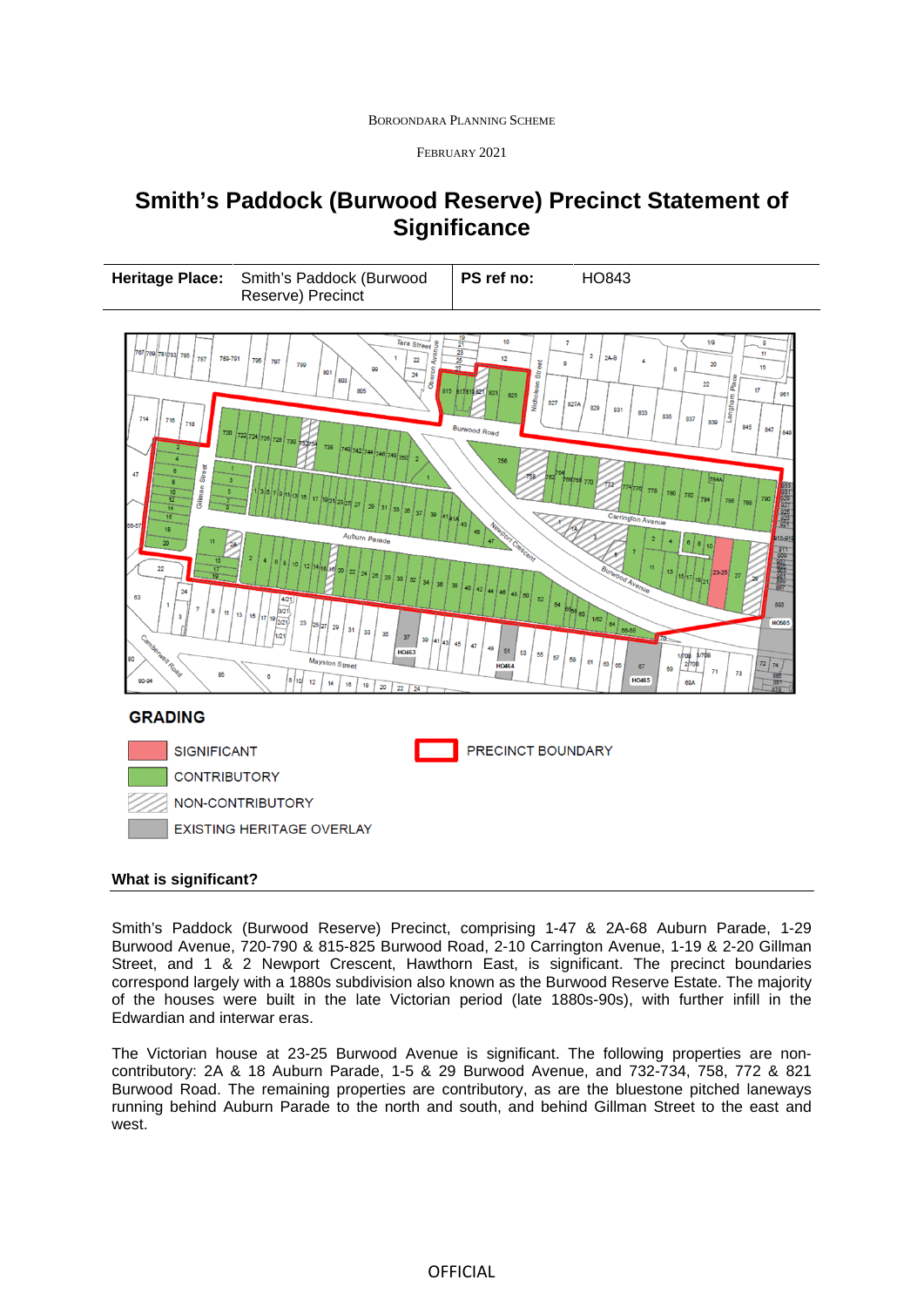BOROONDARA PLANNING SCHEME

FEBRUARY 2021

# Smith's Paddock (Burwood Reserve) Precinct Statement of Significance

| **Heritage Place:** | Smith's Paddock (Burwood Reserve) Precinct | **PS ref no:** | HO843 |
|---|---|---|---|

**GRADING**

- SIGNIFICANT
- CONTRIBUTORY
- NON-CONTRIBUTORY
- EXISTING HERITAGE OVERLAY
- PRECINCT BOUNDARY

**What is significant?**

Smith's Paddock (Burwood Reserve) Precinct, comprising 1-47 & 2A-68 Auburn Parade, 1-29 Burwood Avenue, 720-790 & 815-825 Burwood Road, 2-10 Carrington Avenue, 1-19 & 2-20 Gillman Street, and 1 & 2 Newport Crescent, Hawthorn East, is significant. The precinct boundaries correspond largely with a 1880s subdivision also known as the Burwood Reserve Estate. The majority of the houses were built in the late Victorian period (late 1880s-90s), with further infill in the Edwardian and interwar eras.

The Victorian house at 23-25 Burwood Avenue is significant. The following properties are non-contributory: 2A & 18 Auburn Parade, 1-5 & 29 Burwood Avenue, and 732-734, 758, 772 & 821 Burwood Road. The remaining properties are contributory, as are the bluestone pitched laneways running behind Auburn Parade to the north and south, and behind Gillman Street to the east and west.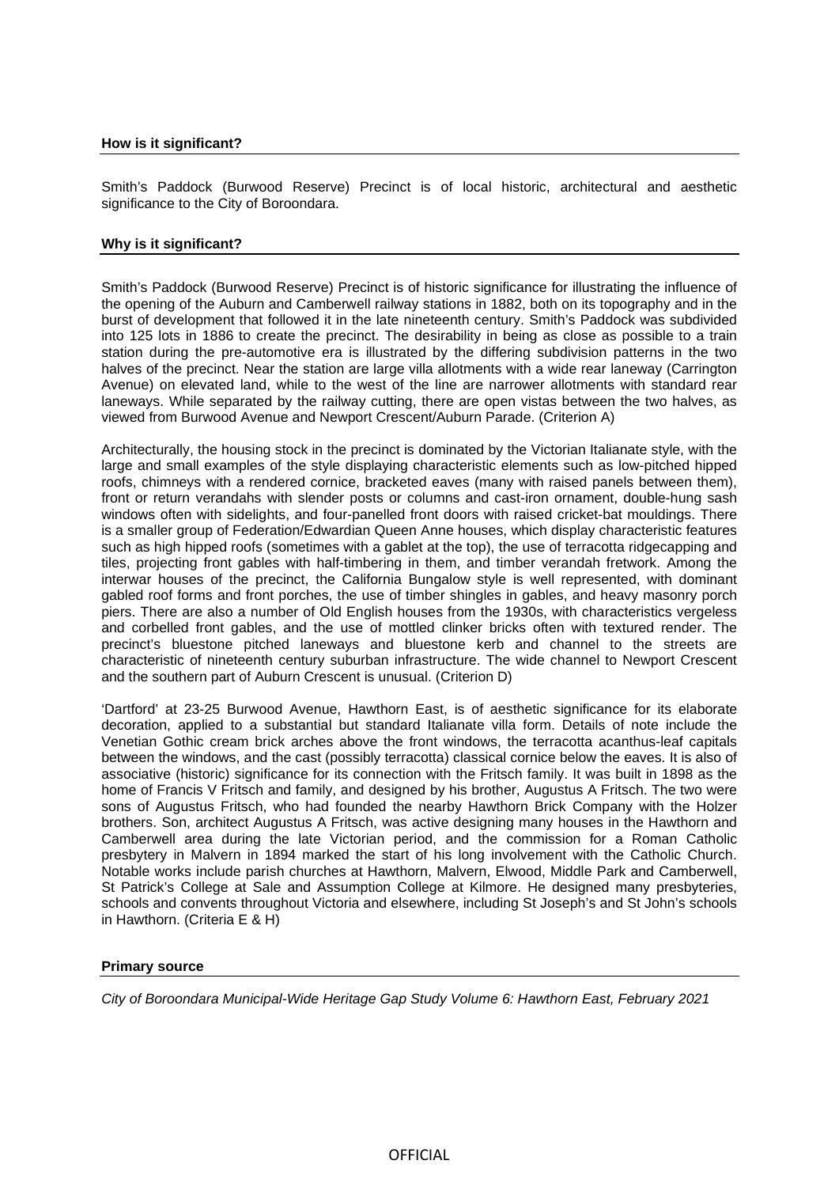**How is it significant?**

Smith's Paddock (Burwood Reserve) Precinct is of local historic, architectural and aesthetic significance to the City of Boroondara.

**Why is it significant?**

Smith's Paddock (Burwood Reserve) Precinct is of historic significance for illustrating the influence of the opening of the Auburn and Camberwell railway stations in 1882, both on its topography and in the burst of development that followed it in the late nineteenth century. Smith's Paddock was subdivided into 125 lots in 1886 to create the precinct. The desirability in being as close as possible to a train station during the pre-automotive era is illustrated by the differing subdivision patterns in the two halves of the precinct. Near the station are large villa allotments with a wide rear laneway (Carrington Avenue) on elevated land, while to the west of the line are narrower allotments with standard rear laneways. While separated by the railway cutting, there are open vistas between the two halves, as viewed from Burwood Avenue and Newport Crescent/Auburn Parade. (Criterion A)

Architecturally, the housing stock in the precinct is dominated by the Victorian Italianate style, with the large and small examples of the style displaying characteristic elements such as low-pitched hipped roofs, chimneys with a rendered cornice, bracketed eaves (many with raised panels between them), front or return verandahs with slender posts or columns and cast-iron ornament, double-hung sash windows often with sidelights, and four-panelled front doors with raised cricket-bat mouldings. There is a smaller group of Federation/Edwardian Queen Anne houses, which display characteristic features such as high hipped roofs (sometimes with a gablet at the top), the use of terracotta ridgecapping and tiles, projecting front gables with half-timbering in them, and timber verandah fretwork. Among the interwar houses of the precinct, the California Bungalow style is well represented, with dominant gabled roof forms and front porches, the use of timber shingles in gables, and heavy masonry porch piers. There are also a number of Old English houses from the 1930s, with characteristics vergeless and corbelled front gables, and the use of mottled clinker bricks often with textured render. The precinct's bluestone pitched laneways and bluestone kerb and channel to the streets are characteristic of nineteenth century suburban infrastructure. The wide channel to Newport Crescent and the southern part of Auburn Crescent is unusual. (Criterion D)

'Dartford' at 23-25 Burwood Avenue, Hawthorn East, is of aesthetic significance for its elaborate decoration, applied to a substantial but standard Italianate villa form. Details of note include the Venetian Gothic cream brick arches above the front windows, the terracotta acanthus-leaf capitals between the windows, and the cast (possibly terracotta) classical cornice below the eaves. It is also of associative (historic) significance for its connection with the Fritsch family. It was built in 1898 as the home of Francis V Fritsch and family, and designed by his brother, Augustus A Fritsch. The two were sons of Augustus Fritsch, who had founded the nearby Hawthorn Brick Company with the Holzer brothers. Son, architect Augustus A Fritsch, was active designing many houses in the Hawthorn and Camberwell area during the late Victorian period, and the commission for a Roman Catholic presbytery in Malvern in 1894 marked the start of his long involvement with the Catholic Church. Notable works include parish churches at Hawthorn, Malvern, Elwood, Middle Park and Camberwell, St Patrick's College at Sale and Assumption College at Kilmore. He designed many presbyteries, schools and convents throughout Victoria and elsewhere, including St Joseph's and St John's schools in Hawthorn. (Criteria E & H)

**Primary source**

*City of Boroondara Municipal-Wide Heritage Gap Study Volume 6: Hawthorn East, February 2021*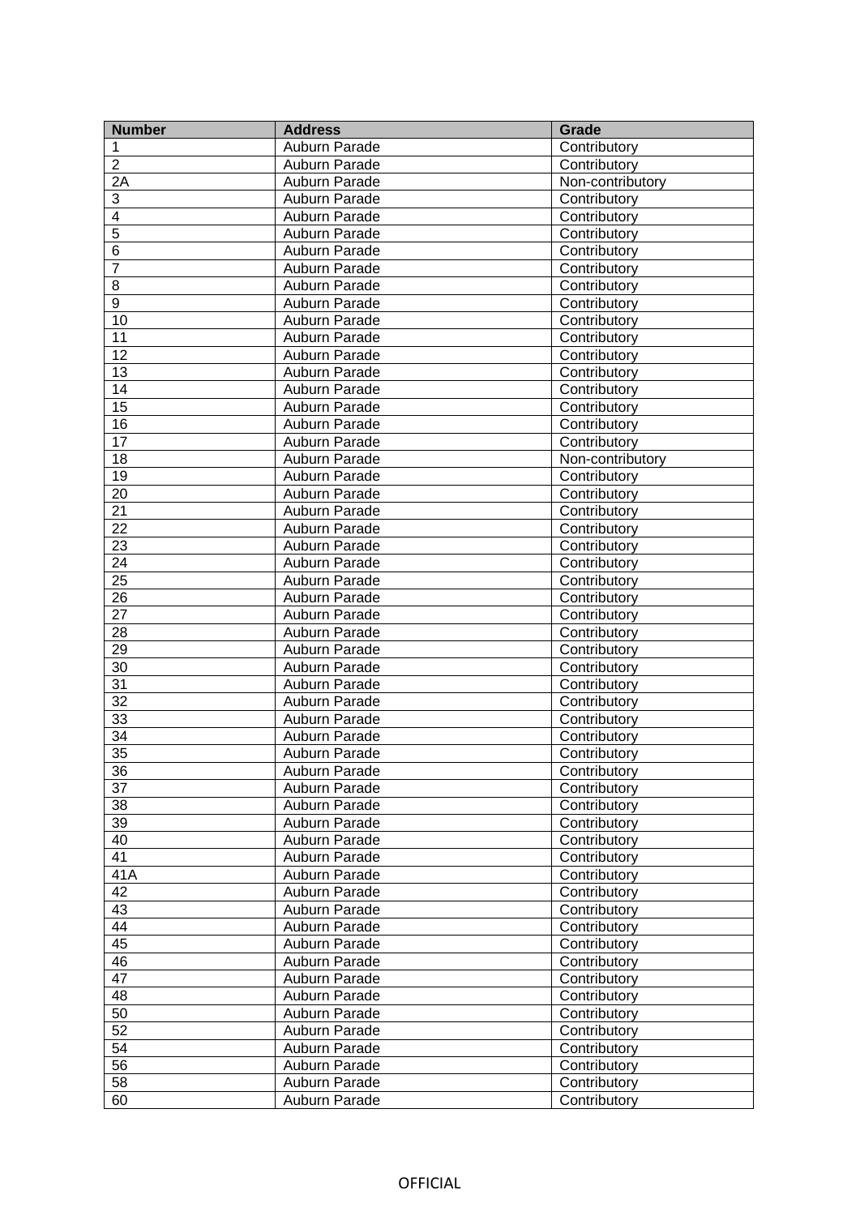| Number | Address | Grade |
|---|---|---|
| 1 | Auburn Parade | Contributory |
| 2 | Auburn Parade | Contributory |
| 2A | Auburn Parade | Non-contributory |
| 3 | Auburn Parade | Contributory |
| 4 | Auburn Parade | Contributory |
| 5 | Auburn Parade | Contributory |
| 6 | Auburn Parade | Contributory |
| 7 | Auburn Parade | Contributory |
| 8 | Auburn Parade | Contributory |
| 9 | Auburn Parade | Contributory |
| 10 | Auburn Parade | Contributory |
| 11 | Auburn Parade | Contributory |
| 12 | Auburn Parade | Contributory |
| 13 | Auburn Parade | Contributory |
| 14 | Auburn Parade | Contributory |
| 15 | Auburn Parade | Contributory |
| 16 | Auburn Parade | Contributory |
| 17 | Auburn Parade | Contributory |
| 18 | Auburn Parade | Non-contributory |
| 19 | Auburn Parade | Contributory |
| 20 | Auburn Parade | Contributory |
| 21 | Auburn Parade | Contributory |
| 22 | Auburn Parade | Contributory |
| 23 | Auburn Parade | Contributory |
| 24 | Auburn Parade | Contributory |
| 25 | Auburn Parade | Contributory |
| 26 | Auburn Parade | Contributory |
| 27 | Auburn Parade | Contributory |
| 28 | Auburn Parade | Contributory |
| 29 | Auburn Parade | Contributory |
| 30 | Auburn Parade | Contributory |
| 31 | Auburn Parade | Contributory |
| 32 | Auburn Parade | Contributory |
| 33 | Auburn Parade | Contributory |
| 34 | Auburn Parade | Contributory |
| 35 | Auburn Parade | Contributory |
| 36 | Auburn Parade | Contributory |
| 37 | Auburn Parade | Contributory |
| 38 | Auburn Parade | Contributory |
| 39 | Auburn Parade | Contributory |
| 40 | Auburn Parade | Contributory |
| 41 | Auburn Parade | Contributory |
| 41A | Auburn Parade | Contributory |
| 42 | Auburn Parade | Contributory |
| 43 | Auburn Parade | Contributory |
| 44 | Auburn Parade | Contributory |
| 45 | Auburn Parade | Contributory |
| 46 | Auburn Parade | Contributory |
| 47 | Auburn Parade | Contributory |
| 48 | Auburn Parade | Contributory |
| 50 | Auburn Parade | Contributory |
| 52 | Auburn Parade | Contributory |
| 54 | Auburn Parade | Contributory |
| 56 | Auburn Parade | Contributory |
| 58 | Auburn Parade | Contributory |
| 60 | Auburn Parade | Contributory |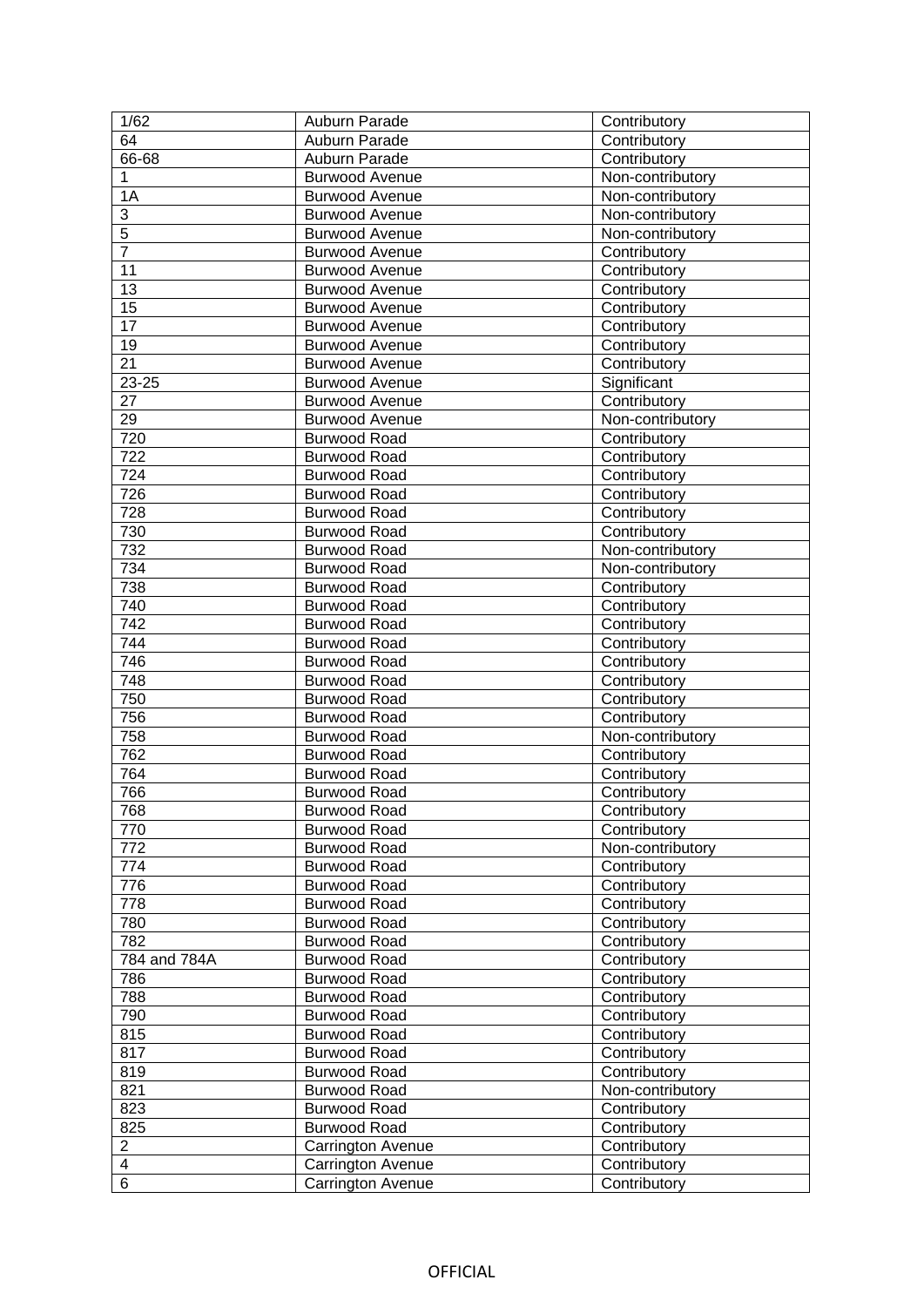| 1/62 | Auburn Parade | Contributory |
|---|---|---|
| 64 | Auburn Parade | Contributory |
| 66-68 | Auburn Parade | Contributory |
| 1 | Burwood Avenue | Non-contributory |
| 1A | Burwood Avenue | Non-contributory |
| 3 | Burwood Avenue | Non-contributory |
| 5 | Burwood Avenue | Non-contributory |
| 7 | Burwood Avenue | Contributory |
| 11 | Burwood Avenue | Contributory |
| 13 | Burwood Avenue | Contributory |
| 15 | Burwood Avenue | Contributory |
| 17 | Burwood Avenue | Contributory |
| 19 | Burwood Avenue | Contributory |
| 21 | Burwood Avenue | Contributory |
| 23-25 | Burwood Avenue | Significant |
| 27 | Burwood Avenue | Contributory |
| 29 | Burwood Avenue | Non-contributory |
| 720 | Burwood Road | Contributory |
| 722 | Burwood Road | Contributory |
| 724 | Burwood Road | Contributory |
| 726 | Burwood Road | Contributory |
| 728 | Burwood Road | Contributory |
| 730 | Burwood Road | Contributory |
| 732 | Burwood Road | Non-contributory |
| 734 | Burwood Road | Non-contributory |
| 738 | Burwood Road | Contributory |
| 740 | Burwood Road | Contributory |
| 742 | Burwood Road | Contributory |
| 744 | Burwood Road | Contributory |
| 746 | Burwood Road | Contributory |
| 748 | Burwood Road | Contributory |
| 750 | Burwood Road | Contributory |
| 756 | Burwood Road | Contributory |
| 758 | Burwood Road | Non-contributory |
| 762 | Burwood Road | Contributory |
| 764 | Burwood Road | Contributory |
| 766 | Burwood Road | Contributory |
| 768 | Burwood Road | Contributory |
| 770 | Burwood Road | Contributory |
| 772 | Burwood Road | Non-contributory |
| 774 | Burwood Road | Contributory |
| 776 | Burwood Road | Contributory |
| 778 | Burwood Road | Contributory |
| 780 | Burwood Road | Contributory |
| 782 | Burwood Road | Contributory |
| 784 and 784A | Burwood Road | Contributory |
| 786 | Burwood Road | Contributory |
| 788 | Burwood Road | Contributory |
| 790 | Burwood Road | Contributory |
| 815 | Burwood Road | Contributory |
| 817 | Burwood Road | Contributory |
| 819 | Burwood Road | Contributory |
| 821 | Burwood Road | Non-contributory |
| 823 | Burwood Road | Contributory |
| 825 | Burwood Road | Contributory |
| 2 | Carrington Avenue | Contributory |
| 4 | Carrington Avenue | Contributory |
| 6 | Carrington Avenue | Contributory |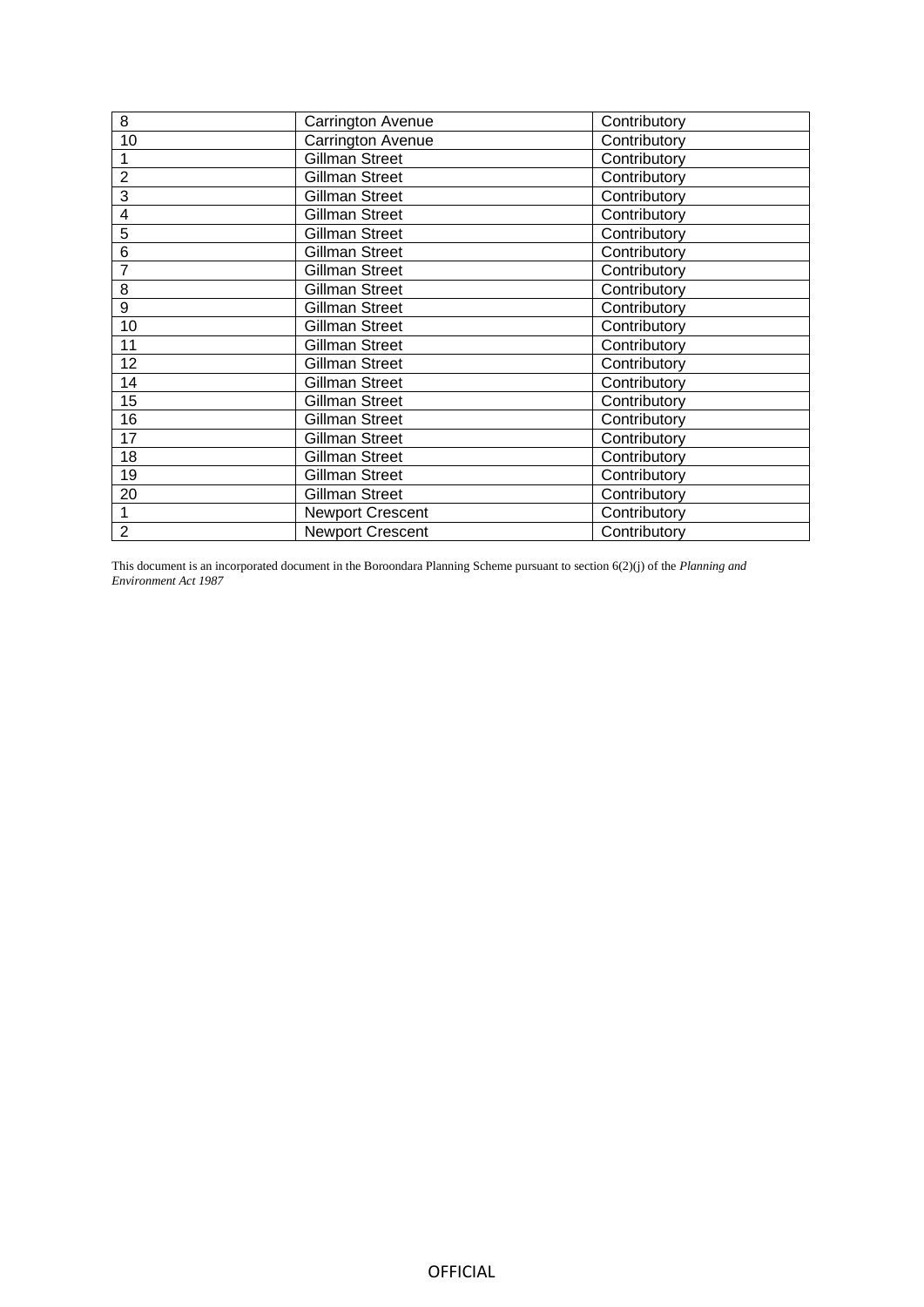| | | |
|---|---|---|
| 8 | Carrington Avenue | Contributory |
| 10 | Carrington Avenue | Contributory |
| 1 | Gillman Street | Contributory |
| 2 | Gillman Street | Contributory |
| 3 | Gillman Street | Contributory |
| 4 | Gillman Street | Contributory |
| 5 | Gillman Street | Contributory |
| 6 | Gillman Street | Contributory |
| 7 | Gillman Street | Contributory |
| 8 | Gillman Street | Contributory |
| 9 | Gillman Street | Contributory |
| 10 | Gillman Street | Contributory |
| 11 | Gillman Street | Contributory |
| 12 | Gillman Street | Contributory |
| 14 | Gillman Street | Contributory |
| 15 | Gillman Street | Contributory |
| 16 | Gillman Street | Contributory |
| 17 | Gillman Street | Contributory |
| 18 | Gillman Street | Contributory |
| 19 | Gillman Street | Contributory |
| 20 | Gillman Street | Contributory |
| 1 | Newport Crescent | Contributory |
| 2 | Newport Crescent | Contributory |

This document is an incorporated document in the Boroondara Planning Scheme pursuant to section 6(2)(j) of the *Planning and Environment Act 1987*

OFFICIAL